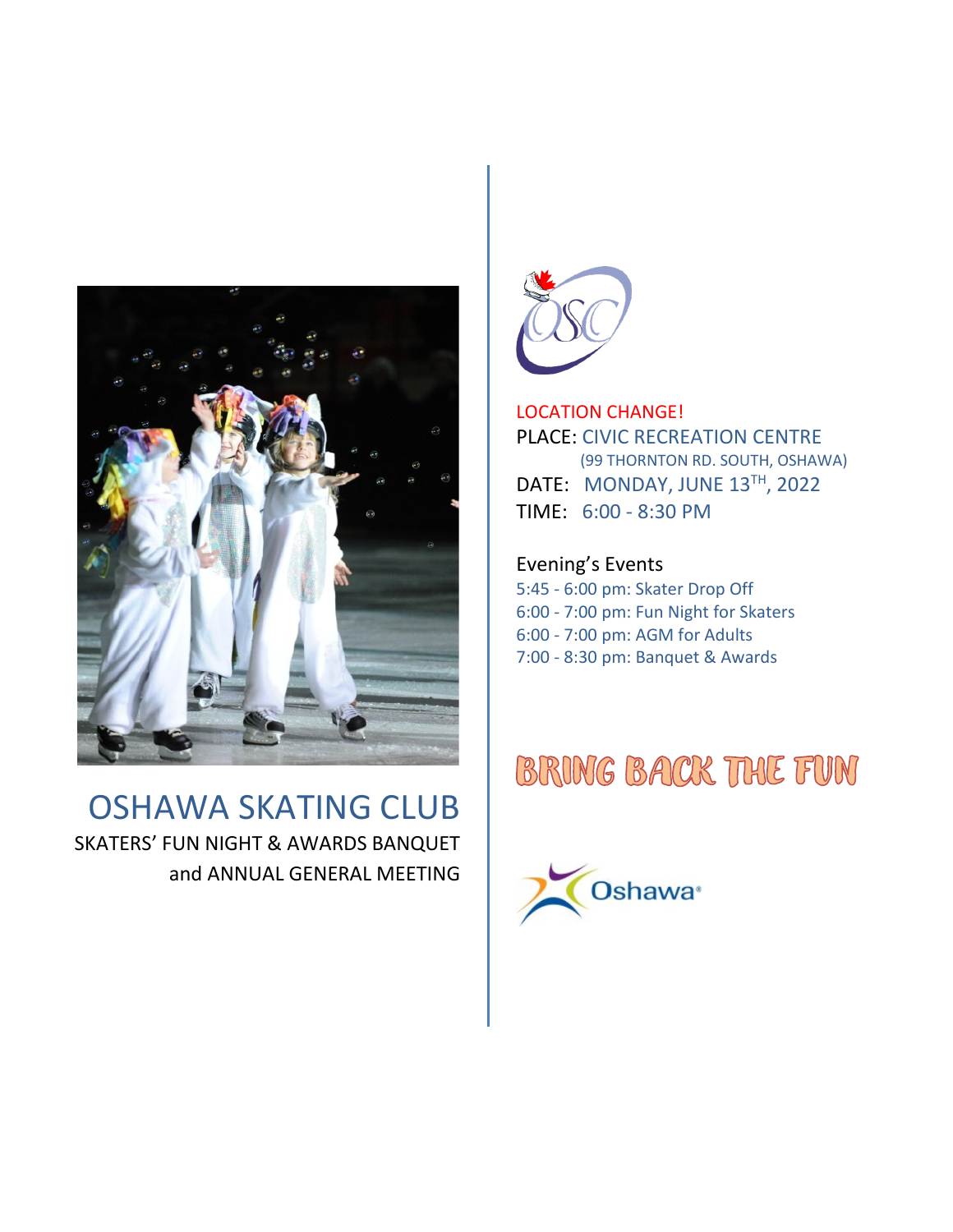# OSHAWA SKATING CLUB

SKATERS' FUN NIGHT & AWARDS BANQUET
and ANNUAL GENERAL MEETING

LOCATION CHANGE!

PLACE: CIVIC RECREATION CENTRE
(99 THORNTON RD. SOUTH, OSHAWA)

DATE: MONDAY, JUNE 13TH, 2022

TIME: 6:00 - 8:30 PM

Evening's Events

5:45 - 6:00 pm: Skater Drop Off
6:00 - 7:00 pm: Fun Night for Skaters
6:00 - 7:00 pm: AGM for Adults
7:00 - 8:30 pm: Banquet & Awards

## BRING BACK THE FUN

Oshawa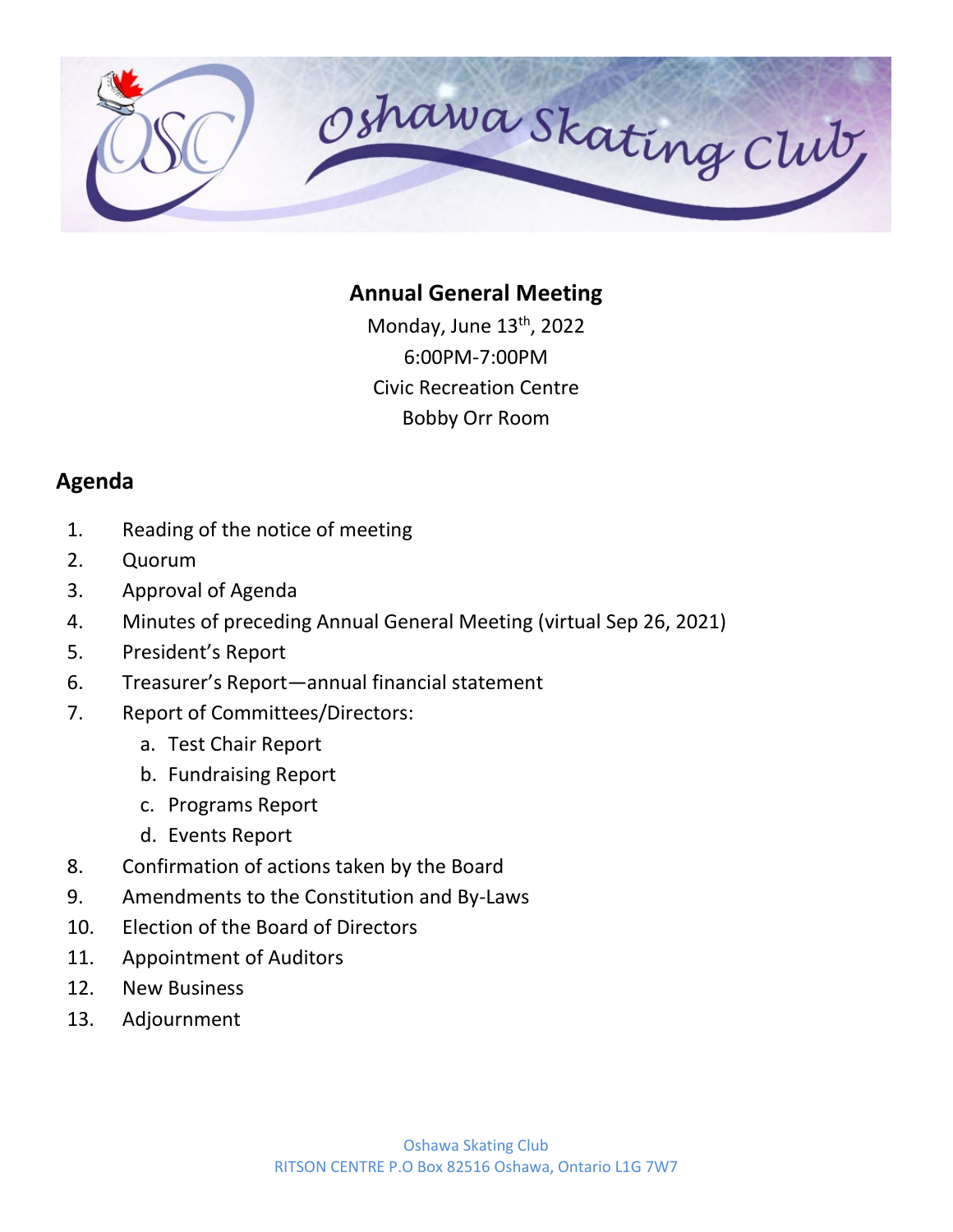# Oshawa Skating Club

## Annual General Meeting

Monday, June 13th, 2022
6:00PM-7:00PM
Civic Recreation Centre
Bobby Orr Room

## Agenda

1. Reading of the notice of meeting
2. Quorum
3. Approval of Agenda
4. Minutes of preceding Annual General Meeting (virtual Sep 26, 2021)
5. President's Report
6. Treasurer's Report—annual financial statement
7. Report of Committees/Directors:
   a. Test Chair Report
   b. Fundraising Report
   c. Programs Report
   d. Events Report
8. Confirmation of actions taken by the Board
9. Amendments to the Constitution and By-Laws
10. Election of the Board of Directors
11. Appointment of Auditors
12. New Business
13. Adjournment

Oshawa Skating Club
RITSON CENTRE P.O Box 82516 Oshawa, Ontario L1G 7W7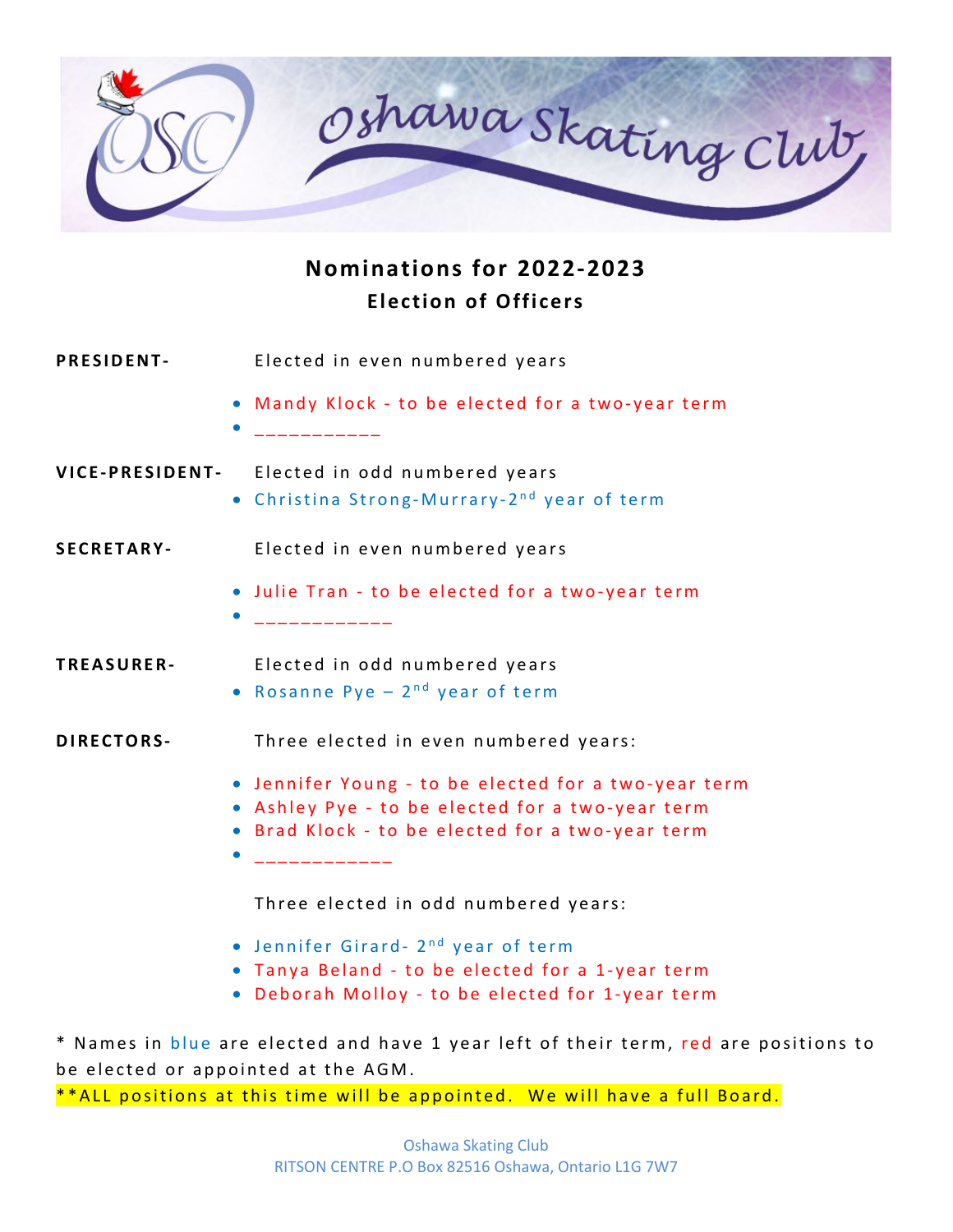# Nominations for 2022-2023
## Election of Officers

**PRESIDENT-** Elected in even numbered years

- Mandy Klock - to be elected for a two-year term
- ___________

**VICE-PRESIDENT-** Elected in odd numbered years

- Christina Strong-Murrary-2nd year of term

**SECRETARY-** Elected in even numbered years

- Julie Tran - to be elected for a two-year term
- ____________

**TREASURER-** Elected in odd numbered years

- Rosanne Pye – 2nd year of term

**DIRECTORS-** Three elected in even numbered years:

- Jennifer Young - to be elected for a two-year term
- Ashley Pye - to be elected for a two-year term
- Brad Klock - to be elected for a two-year term
- ____________

Three elected in odd numbered years:

- Jennifer Girard- 2nd year of term
- Tanya Beland - to be elected for a 1-year term
- Deborah Molloy - to be elected for 1-year term

* Names in blue are elected and have 1 year left of their term, red are positions to be elected or appointed at the AGM.

**ALL positions at this time will be appointed. We will have a full Board.

Oshawa Skating Club
RITSON CENTRE P.O Box 82516 Oshawa, Ontario L1G 7W7